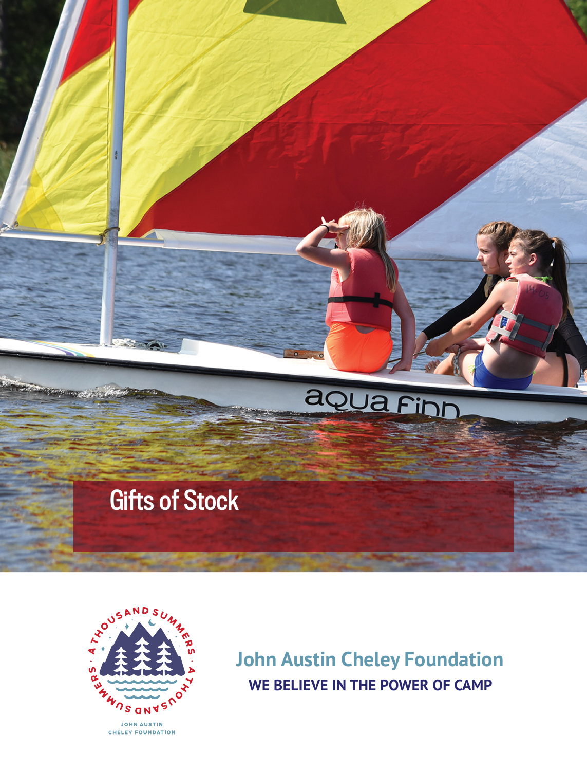# Gifts of Stock

**John Austin Cheley Foundation**

**WE BELIEVE IN THE POWER OF CAMP**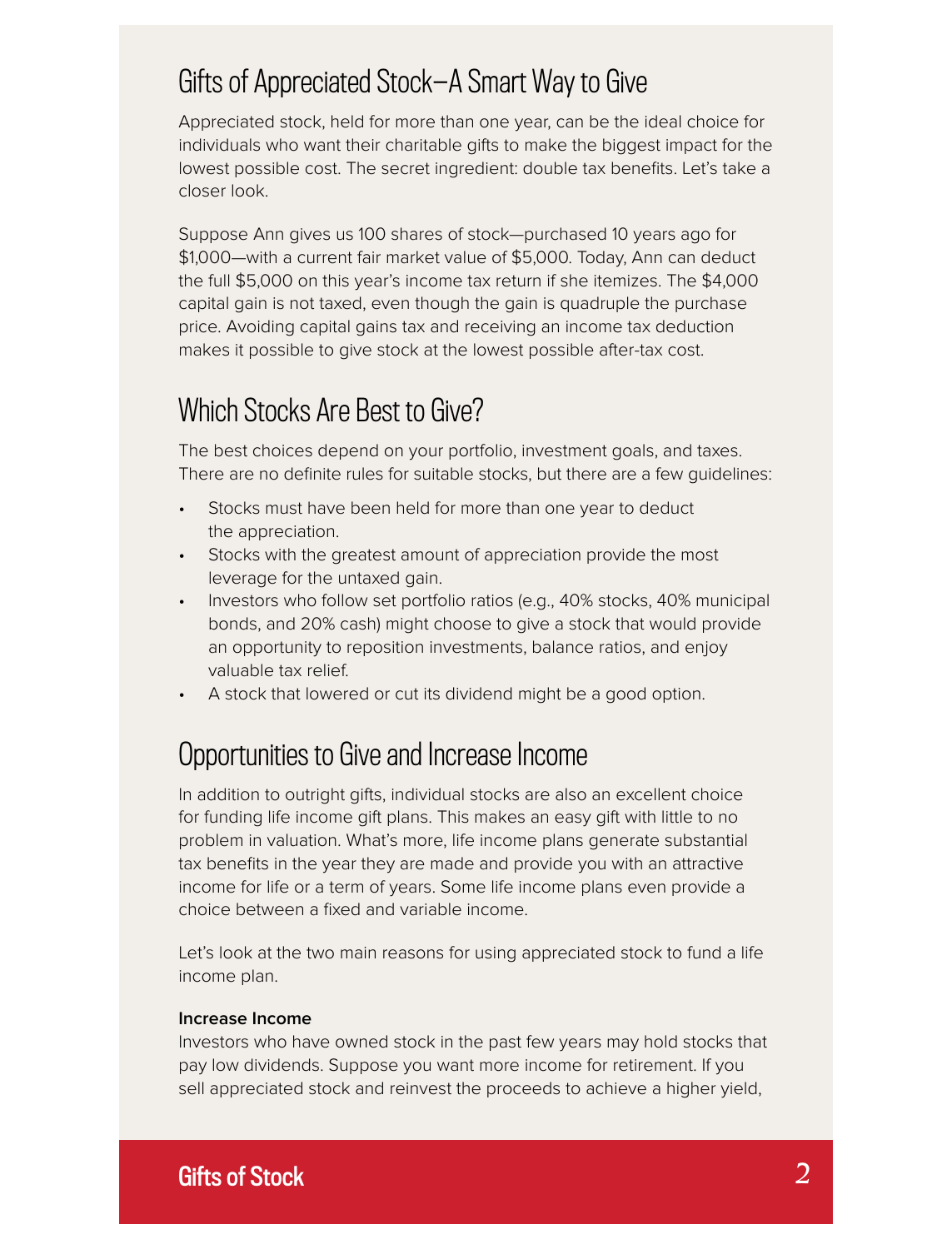## Gifts of Appreciated Stock—A Smart Way to Give

Appreciated stock, held for more than one year, can be the ideal choice for individuals who want their charitable gifts to make the biggest impact for the lowest possible cost. The secret ingredient: double tax benefits. Let's take a closer look.

Suppose Ann gives us 100 shares of stock—purchased 10 years ago for $1,000—with a current fair market value of $5,000. Today, Ann can deduct the full $5,000 on this year's income tax return if she itemizes. The $4,000 capital gain is not taxed, even though the gain is quadruple the purchase price. Avoiding capital gains tax and receiving an income tax deduction makes it possible to give stock at the lowest possible after-tax cost.

## Which Stocks Are Best to Give?

The best choices depend on your portfolio, investment goals, and taxes. There are no definite rules for suitable stocks, but there are a few guidelines:

- Stocks must have been held for more than one year to deduct the appreciation.
- Stocks with the greatest amount of appreciation provide the most leverage for the untaxed gain.
- Investors who follow set portfolio ratios (e.g., 40% stocks, 40% municipal bonds, and 20% cash) might choose to give a stock that would provide an opportunity to reposition investments, balance ratios, and enjoy valuable tax relief.
- A stock that lowered or cut its dividend might be a good option.

## Opportunities to Give and Increase Income

In addition to outright gifts, individual stocks are also an excellent choice for funding life income gift plans. This makes an easy gift with little to no problem in valuation. What's more, life income plans generate substantial tax benefits in the year they are made and provide you with an attractive income for life or a term of years. Some life income plans even provide a choice between a fixed and variable income.

Let's look at the two main reasons for using appreciated stock to fund a life income plan.

**Increase Income**

Investors who have owned stock in the past few years may hold stocks that pay low dividends. Suppose you want more income for retirement. If you sell appreciated stock and reinvest the proceeds to achieve a higher yield,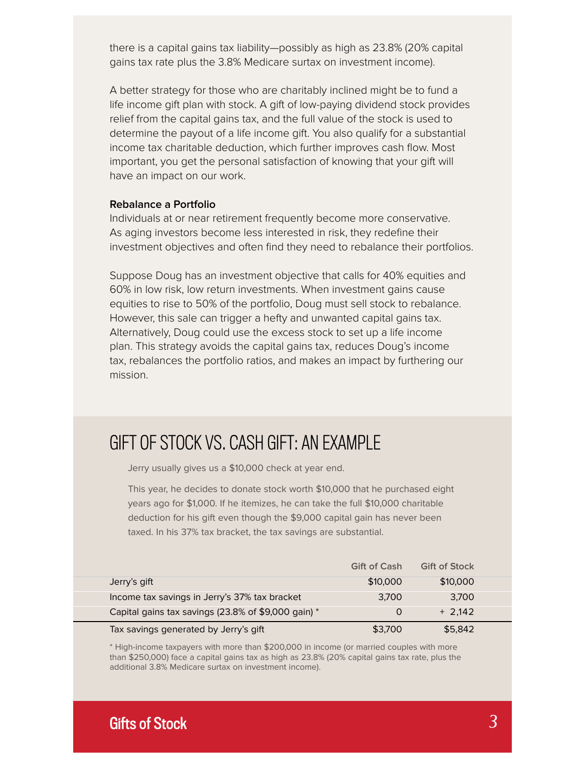there is a capital gains tax liability—possibly as high as 23.8% (20% capital gains tax rate plus the 3.8% Medicare surtax on investment income).

A better strategy for those who are charitably inclined might be to fund a life income gift plan with stock. A gift of low-paying dividend stock provides relief from the capital gains tax, and the full value of the stock is used to determine the payout of a life income gift. You also qualify for a substantial income tax charitable deduction, which further improves cash flow. Most important, you get the personal satisfaction of knowing that your gift will have an impact on our work.

**Rebalance a Portfolio**

Individuals at or near retirement frequently become more conservative. As aging investors become less interested in risk, they redefine their investment objectives and often find they need to rebalance their portfolios.

Suppose Doug has an investment objective that calls for 40% equities and 60% in low risk, low return investments. When investment gains cause equities to rise to 50% of the portfolio, Doug must sell stock to rebalance. However, this sale can trigger a hefty and unwanted capital gains tax. Alternatively, Doug could use the excess stock to set up a life income plan. This strategy avoids the capital gains tax, reduces Doug's income tax, rebalances the portfolio ratios, and makes an impact by furthering our mission.

## GIFT OF STOCK VS. CASH GIFT: AN EXAMPLE

Jerry usually gives us a $10,000 check at year end.

This year, he decides to donate stock worth $10,000 that he purchased eight years ago for $1,000. If he itemizes, he can take the full $10,000 charitable deduction for his gift even though the $9,000 capital gain has never been taxed. In his 37% tax bracket, the tax savings are substantial.

| | Gift of Cash | Gift of Stock |
|---|---|---|
| Jerry's gift | $10,000 | $10,000 |
| Income tax savings in Jerry's 37% tax bracket | 3,700 | 3,700 |
| Capital gains tax savings (23.8% of $9,000 gain) * | 0 | + 2,142 |
| Tax savings generated by Jerry's gift | $3,700 | $5,842 |

* High-income taxpayers with more than $200,000 in income (or married couples with more than $250,000) face a capital gains tax as high as 23.8% (20% capital gains tax rate, plus the additional 3.8% Medicare surtax on investment income).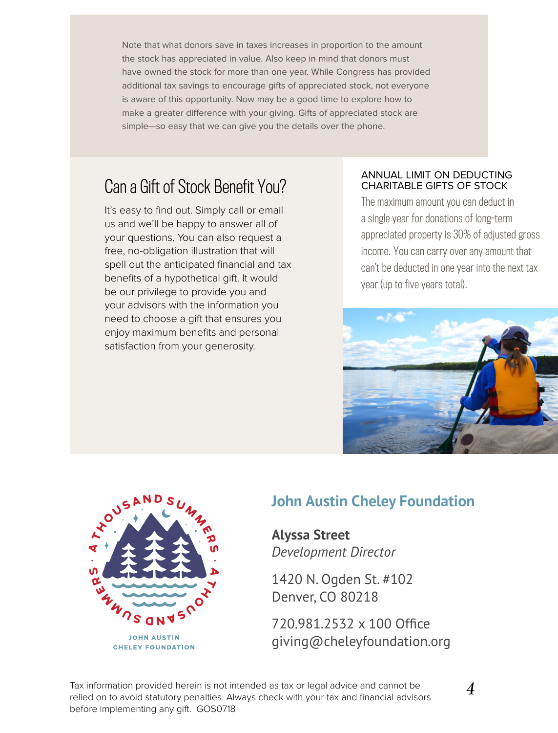Note that what donors save in taxes increases in proportion to the amount the stock has appreciated in value. Also keep in mind that donors must have owned the stock for more than one year. While Congress has provided additional tax savings to encourage gifts of appreciated stock, not everyone is aware of this opportunity. Now may be a good time to explore how to make a greater difference with your giving. Gifts of appreciated stock are simple—so easy that we can give you the details over the phone.

## Can a Gift of Stock Benefit You?

It's easy to find out. Simply call or email us and we'll be happy to answer all of your questions. You can also request a free, no-obligation illustration that will spell out the anticipated financial and tax benefits of a hypothetical gift. It would be our privilege to provide you and your advisors with the information you need to choose a gift that ensures you enjoy maximum benefits and personal satisfaction from your generosity.

### ANNUAL LIMIT ON DEDUCTING CHARITABLE GIFTS OF STOCK

The maximum amount you can deduct in a single year for donations of long-term appreciated property is 30% of adjusted gross income. You can carry over any amount that can't be deducted in one year into the next tax year (up to five years total).

A THOUSAND SUMMERS · A THOUSAND SUMMERS

JOHN AUSTIN CHELEY FOUNDATION

## John Austin Cheley Foundation

**Alyssa Street**
*Development Director*

1420 N. Ogden St. #102
Denver, CO 80218

720.981.2532 x 100 Office
giving@cheleyfoundation.org

Tax information provided herein is not intended as tax or legal advice and cannot be relied on to avoid statutory penalties. Always check with your tax and financial advisors before implementing any gift. GOS0718